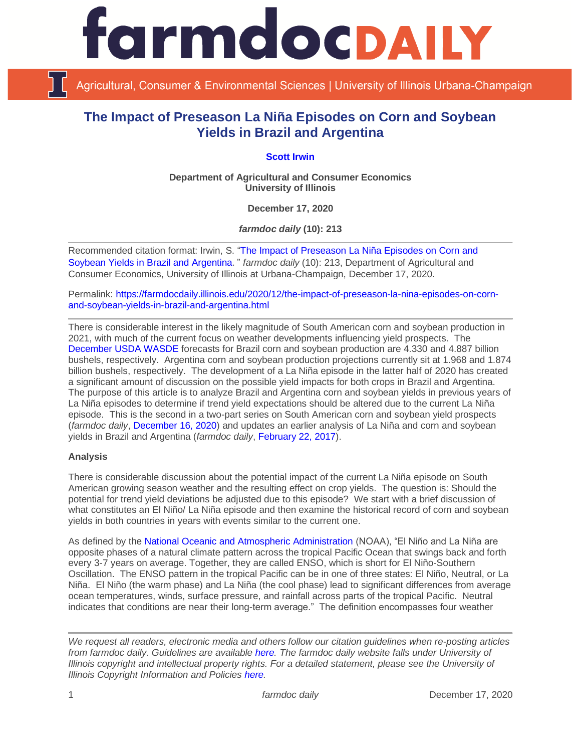# farmdoc DAILY

Agricultural, Consumer & Environmental Sciences | University of Illinois Urbana-Champaign

## The Impact of Preseason La Niña Episodes on Corn and Soybean Yields in Brazil and Argentina

**Scott Irwin**

**Department of Agricultural and Consumer Economics**
**University of Illinois**

**December 17, 2020**

***farmdoc daily* (10): 213**

Recommended citation format: Irwin, S. "The Impact of Preseason La Niña Episodes on Corn and Soybean Yields in Brazil and Argentina. " *farmdoc daily* (10): 213, Department of Agricultural and Consumer Economics, University of Illinois at Urbana-Champaign, December 17, 2020.

Permalink: https://farmdocdaily.illinois.edu/2020/12/the-impact-of-preseason-la-nina-episodes-on-corn-and-soybean-yields-in-brazil-and-argentina.html

There is considerable interest in the likely magnitude of South American corn and soybean production in 2021, with much of the current focus on weather developments influencing yield prospects. The December USDA WASDE forecasts for Brazil corn and soybean production are 4.330 and 4.887 billion bushels, respectively. Argentina corn and soybean production projections currently sit at 1.968 and 1.874 billion bushels, respectively. The development of a La Niña episode in the latter half of 2020 has created a significant amount of discussion on the possible yield impacts for both crops in Brazil and Argentina. The purpose of this article is to analyze Brazil and Argentina corn and soybean yields in previous years of La Niña episodes to determine if trend yield expectations should be altered due to the current La Niña episode. This is the second in a two-part series on South American corn and soybean yield prospects (*farmdoc daily*, December 16, 2020) and updates an earlier analysis of La Niña and corn and soybean yields in Brazil and Argentina (*farmdoc daily*, February 22, 2017).

**Analysis**

There is considerable discussion about the potential impact of the current La Niña episode on South American growing season weather and the resulting effect on crop yields. The question is: Should the potential for trend yield deviations be adjusted due to this episode? We start with a brief discussion of what constitutes an El Niño/ La Niña episode and then examine the historical record of corn and soybean yields in both countries in years with events similar to the current one.

As defined by the National Oceanic and Atmospheric Administration (NOAA), "El Niño and La Niña are opposite phases of a natural climate pattern across the tropical Pacific Ocean that swings back and forth every 3-7 years on average. Together, they are called ENSO, which is short for El Niño-Southern Oscillation. The ENSO pattern in the tropical Pacific can be in one of three states: El Niño, Neutral, or La Niña. El Niño (the warm phase) and La Niña (the cool phase) lead to significant differences from average ocean temperatures, winds, surface pressure, and rainfall across parts of the tropical Pacific. Neutral indicates that conditions are near their long-term average." The definition encompasses four weather

*We request all readers, electronic media and others follow our citation guidelines when re-posting articles from farmdoc daily. Guidelines are available here. The farmdoc daily website falls under University of Illinois copyright and intellectual property rights. For a detailed statement, please see the University of Illinois Copyright Information and Policies here.*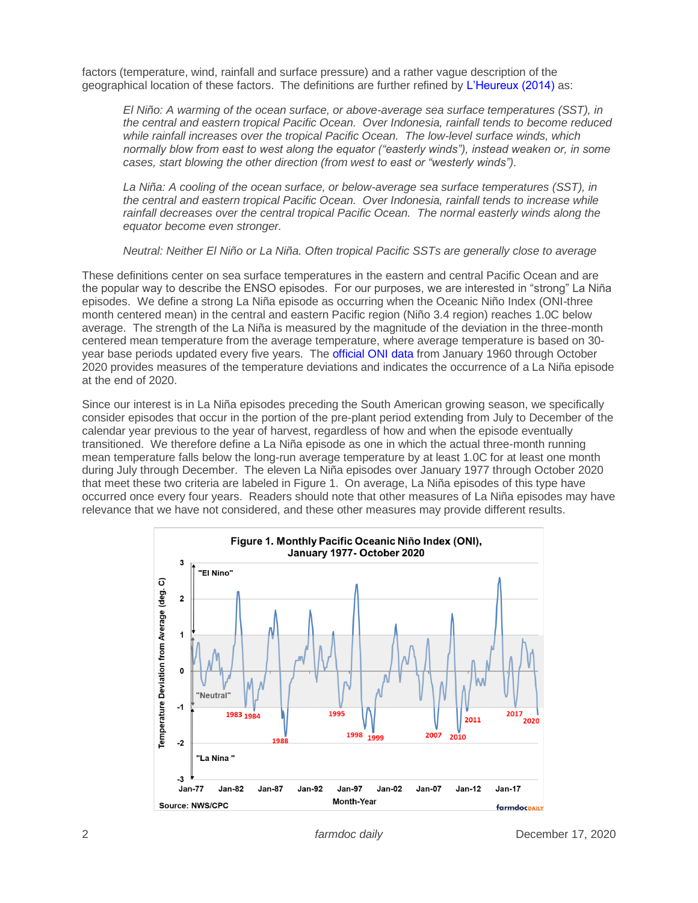factors (temperature, wind, rainfall and surface pressure) and a rather vague description of the geographical location of these factors. The definitions are further refined by L'Heureux (2014) as:

> *El Niño: A warming of the ocean surface, or above-average sea surface temperatures (SST), in the central and eastern tropical Pacific Ocean. Over Indonesia, rainfall tends to become reduced while rainfall increases over the tropical Pacific Ocean. The low-level surface winds, which normally blow from east to west along the equator ("easterly winds"), instead weaken or, in some cases, start blowing the other direction (from west to east or "westerly winds").*
>
> *La Niña: A cooling of the ocean surface, or below-average sea surface temperatures (SST), in the central and eastern tropical Pacific Ocean. Over Indonesia, rainfall tends to increase while rainfall decreases over the central tropical Pacific Ocean. The normal easterly winds along the equator become even stronger.*
>
> *Neutral: Neither El Niño or La Niña. Often tropical Pacific SSTs are generally close to average*

These definitions center on sea surface temperatures in the eastern and central Pacific Ocean and are the popular way to describe the ENSO episodes. For our purposes, we are interested in "strong" La Niña episodes. We define a strong La Niña episode as occurring when the Oceanic Niño Index (ONI-three month centered mean) in the central and eastern Pacific region (Niño 3.4 region) reaches 1.0C below average. The strength of the La Niña is measured by the magnitude of the deviation in the three-month centered mean temperature from the average temperature, where average temperature is based on 30-year base periods updated every five years. The official ONI data from January 1960 through October 2020 provides measures of the temperature deviations and indicates the occurrence of a La Niña episode at the end of 2020.

Since our interest is in La Niña episodes preceding the South American growing season, we specifically consider episodes that occur in the portion of the pre-plant period extending from July to December of the calendar year previous to the year of harvest, regardless of how and when the episode eventually transitioned. We therefore define a La Niña episode as one in which the actual three-month running mean temperature falls below the long-run average temperature by at least 1.0C for at least one month during July through December. The eleven La Niña episodes over January 1977 through October 2020 that meet these two criteria are labeled in Figure 1. On average, La Niña episodes of this type have occurred once every four years. Readers should note that other measures of La Niña episodes may have relevance that we have not considered, and these other measures may provide different results.

**Figure 1. Monthly Pacific Oceanic Niño Index (ONI), January 1977- October 2020**

Temperature Deviation from Average (deg. C)

3
2
1
0
-1
-2
-3

"El Nino"
"Neutral"
"La Nina "

1983 1984
1988
1995
1998 1999
2007 2010
2011
2017
2020

Jan-77 Jan-82 Jan-87 Jan-92 Jan-97 Jan-02 Jan-07 Jan-12 Jan-17

Month-Year

Source: NWS/CPC

farmdocDAILY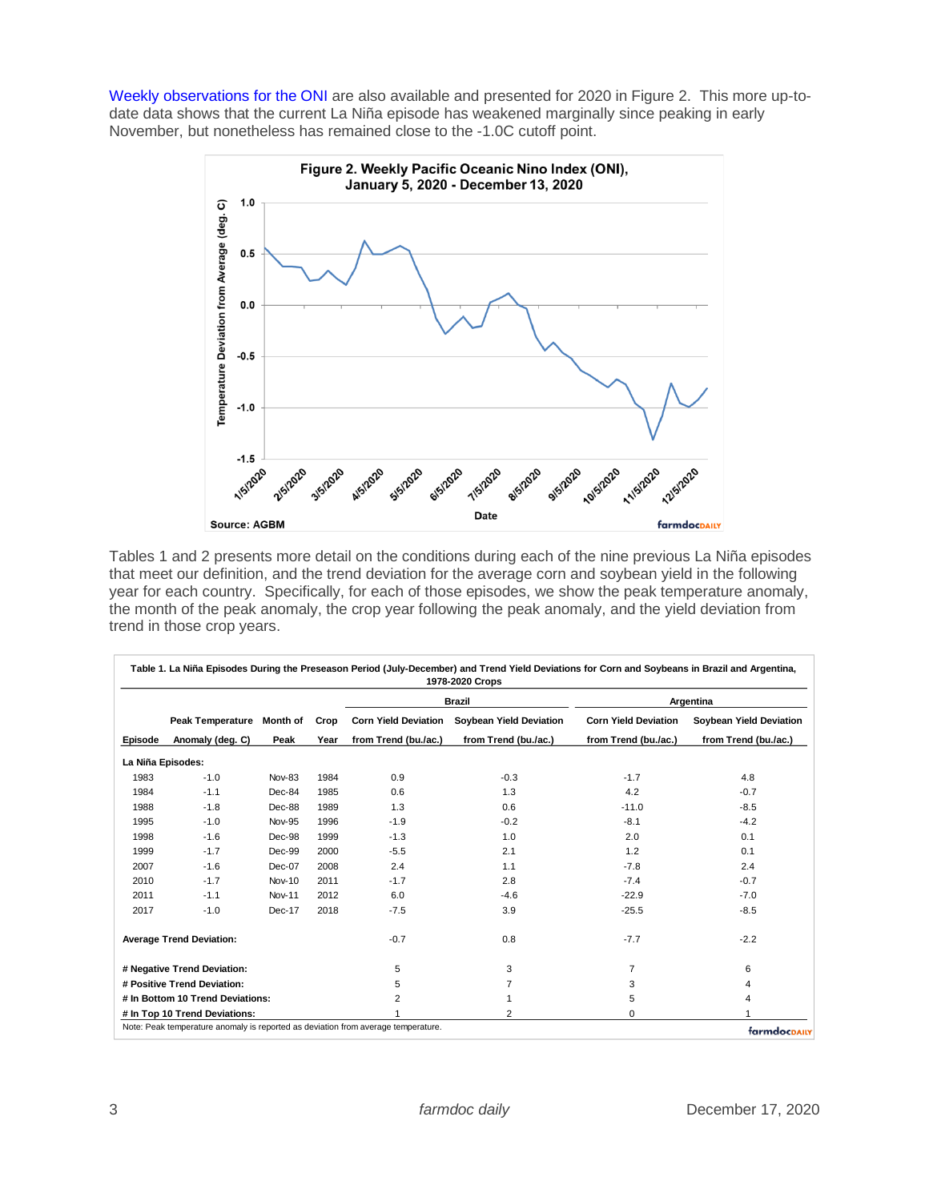Weekly observations for the ONI are also available and presented for 2020 in Figure 2. This more up-to-date data shows that the current La Niña episode has weakened marginally since peaking in early November, but nonetheless has remained close to the -1.0C cutoff point.

**Figure 2. Weekly Pacific Oceanic Nino Index (ONI), January 5, 2020 - December 13, 2020**

Temperature Deviation from Average (deg. C)

1.0
0.5
0.0
-0.5
-1.0
-1.5

1/5/2020 2/5/2020 3/5/2020 4/5/2020 5/5/2020 6/5/2020 7/5/2020 8/5/2020 9/5/2020 10/5/2020 11/5/2020 12/5/2020

Date

Source: AGBM

farmdocDAILY

Tables 1 and 2 presents more detail on the conditions during each of the nine previous La Niña episodes that meet our definition, and the trend deviation for the average corn and soybean yield in the following year for each country. Specifically, for each of those episodes, we show the peak temperature anomaly, the month of the peak anomaly, the crop year following the peak anomaly, and the yield deviation from trend in those crop years.

**Table 1. La Niña Episodes During the Preseason Period (July-December) and Trend Yield Deviations for Corn and Soybeans in Brazil and Argentina, 1978-2020 Crops**

| | | | | Brazil | | Argentina | |
|---|---|---|---|---|---|---|---|
| Episode | Peak Temperature Anomaly (deg. C) | Month of Peak | Crop Year | Corn Yield Deviation from Trend (bu./ac.) | Soybean Yield Deviation from Trend (bu./ac.) | Corn Yield Deviation from Trend (bu./ac.) | Soybean Yield Deviation from Trend (bu./ac.) |
| **La Niña Episodes:** | | | | | | | |
| 1983 | -1.0 | Nov-83 | 1984 | 0.9 | -0.3 | -1.7 | 4.8 |
| 1984 | -1.1 | Dec-84 | 1985 | 0.6 | 1.3 | 4.2 | -0.7 |
| 1988 | -1.8 | Dec-88 | 1989 | 1.3 | 0.6 | -11.0 | -8.5 |
| 1995 | -1.0 | Nov-95 | 1996 | -1.9 | -0.2 | -8.1 | -4.2 |
| 1998 | -1.6 | Dec-98 | 1999 | -1.3 | 1.0 | 2.0 | 0.1 |
| 1999 | -1.7 | Dec-99 | 2000 | -5.5 | 2.1 | 1.2 | 0.1 |
| 2007 | -1.6 | Dec-07 | 2008 | 2.4 | 1.1 | -7.8 | 2.4 |
| 2010 | -1.7 | Nov-10 | 2011 | -1.7 | 2.8 | -7.4 | -0.7 |
| 2011 | -1.1 | Nov-11 | 2012 | 6.0 | -4.6 | -22.9 | -7.0 |
| 2017 | -1.0 | Dec-17 | 2018 | -7.5 | 3.9 | -25.5 | -8.5 |
| **Average Trend Deviation:** | | | | -0.7 | 0.8 | -7.7 | -2.2 |
| **# Negative Trend Deviation:** | | | | 5 | 3 | 7 | 6 |
| **# Positive Trend Deviation:** | | | | 5 | 7 | 3 | 4 |
| **# In Bottom 10 Trend Deviations:** | | | | 2 | 1 | 5 | 4 |
| **# In Top 10 Trend Deviations:** | | | | 1 | 2 | 0 | 1 |

Note: Peak temperature anomaly is reported as deviation from average temperature.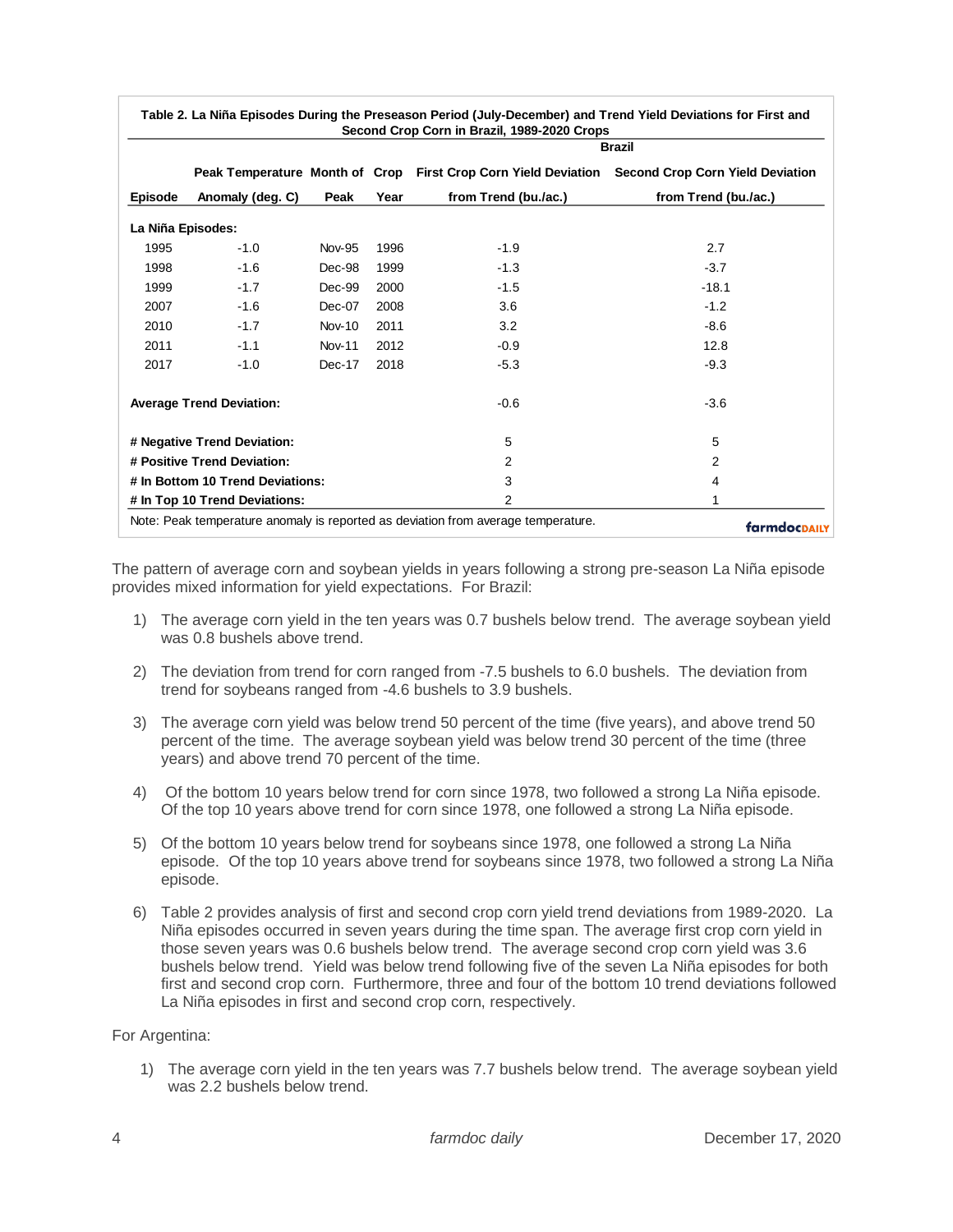**Table 2. La Niña Episodes During the Preseason Period (July-December) and Trend Yield Deviations for First and Second Crop Corn in Brazil, 1989-2020 Crops**

| | | | | Brazil | |
|---|---|---|---|---|---|
| Episode | Peak Temperature Anomaly (deg. C) | Month of Peak | Crop Year | First Crop Corn Yield Deviation from Trend (bu./ac.) | Second Crop Corn Yield Deviation from Trend (bu./ac.) |
| **La Niña Episodes:** | | | | | |
| 1995 | -1.0 | Nov-95 | 1996 | -1.9 | 2.7 |
| 1998 | -1.6 | Dec-98 | 1999 | -1.3 | -3.7 |
| 1999 | -1.7 | Dec-99 | 2000 | -1.5 | -18.1 |
| 2007 | -1.6 | Dec-07 | 2008 | 3.6 | -1.2 |
| 2010 | -1.7 | Nov-10 | 2011 | 3.2 | -8.6 |
| 2011 | -1.1 | Nov-11 | 2012 | -0.9 | 12.8 |
| 2017 | -1.0 | Dec-17 | 2018 | -5.3 | -9.3 |
| **Average Trend Deviation:** | | | | -0.6 | -3.6 |
| **# Negative Trend Deviation:** | | | | 5 | 5 |
| **# Positive Trend Deviation:** | | | | 2 | 2 |
| **# In Bottom 10 Trend Deviations:** | | | | 3 | 4 |
| **# In Top 10 Trend Deviations:** | | | | 2 | 1 |

Note: Peak temperature anomaly is reported as deviation from average temperature.

The pattern of average corn and soybean yields in years following a strong pre-season La Niña episode provides mixed information for yield expectations. For Brazil:

1) The average corn yield in the ten years was 0.7 bushels below trend. The average soybean yield was 0.8 bushels above trend.

2) The deviation from trend for corn ranged from -7.5 bushels to 6.0 bushels. The deviation from trend for soybeans ranged from -4.6 bushels to 3.9 bushels.

3) The average corn yield was below trend 50 percent of the time (five years), and above trend 50 percent of the time. The average soybean yield was below trend 30 percent of the time (three years) and above trend 70 percent of the time.

4) Of the bottom 10 years below trend for corn since 1978, two followed a strong La Niña episode. Of the top 10 years above trend for corn since 1978, one followed a strong La Niña episode.

5) Of the bottom 10 years below trend for soybeans since 1978, one followed a strong La Niña episode. Of the top 10 years above trend for soybeans since 1978, two followed a strong La Niña episode.

6) Table 2 provides analysis of first and second crop corn yield trend deviations from 1989-2020. La Niña episodes occurred in seven years during the time span. The average first crop corn yield in those seven years was 0.6 bushels below trend. The average second crop corn yield was 3.6 bushels below trend. Yield was below trend following five of the seven La Niña episodes for both first and second crop corn. Furthermore, three and four of the bottom 10 trend deviations followed La Niña episodes in first and second crop corn, respectively.

For Argentina:

1) The average corn yield in the ten years was 7.7 bushels below trend. The average soybean yield was 2.2 bushels below trend.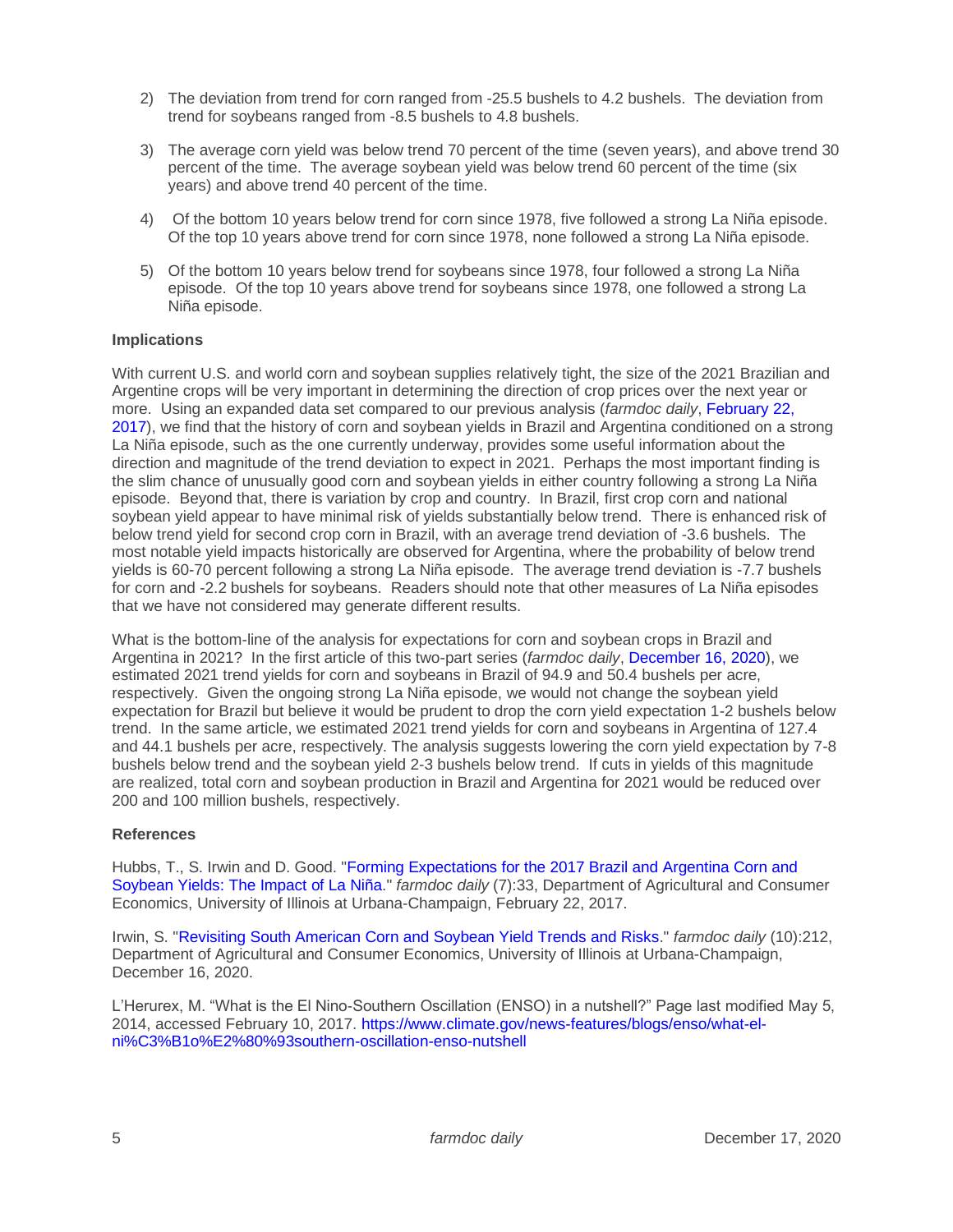2) The deviation from trend for corn ranged from -25.5 bushels to 4.2 bushels. The deviation from trend for soybeans ranged from -8.5 bushels to 4.8 bushels.

3) The average corn yield was below trend 70 percent of the time (seven years), and above trend 30 percent of the time. The average soybean yield was below trend 60 percent of the time (six years) and above trend 40 percent of the time.

4) Of the bottom 10 years below trend for corn since 1978, five followed a strong La Niña episode. Of the top 10 years above trend for corn since 1978, none followed a strong La Niña episode.

5) Of the bottom 10 years below trend for soybeans since 1978, four followed a strong La Niña episode. Of the top 10 years above trend for soybeans since 1978, one followed a strong La Niña episode.

**Implications**

With current U.S. and world corn and soybean supplies relatively tight, the size of the 2021 Brazilian and Argentine crops will be very important in determining the direction of crop prices over the next year or more. Using an expanded data set compared to our previous analysis (*farmdoc daily*, February 22, 2017), we find that the history of corn and soybean yields in Brazil and Argentina conditioned on a strong La Niña episode, such as the one currently underway, provides some useful information about the direction and magnitude of the trend deviation to expect in 2021. Perhaps the most important finding is the slim chance of unusually good corn and soybean yields in either country following a strong La Niña episode. Beyond that, there is variation by crop and country. In Brazil, first crop corn and national soybean yield appear to have minimal risk of yields substantially below trend. There is enhanced risk of below trend yield for second crop corn in Brazil, with an average trend deviation of -3.6 bushels. The most notable yield impacts historically are observed for Argentina, where the probability of below trend yields is 60-70 percent following a strong La Niña episode. The average trend deviation is -7.7 bushels for corn and -2.2 bushels for soybeans. Readers should note that other measures of La Niña episodes that we have not considered may generate different results.

What is the bottom-line of the analysis for expectations for corn and soybean crops in Brazil and Argentina in 2021? In the first article of this two-part series (*farmdoc daily*, December 16, 2020), we estimated 2021 trend yields for corn and soybeans in Brazil of 94.9 and 50.4 bushels per acre, respectively. Given the ongoing strong La Niña episode, we would not change the soybean yield expectation for Brazil but believe it would be prudent to drop the corn yield expectation 1-2 bushels below trend. In the same article, we estimated 2021 trend yields for corn and soybeans in Argentina of 127.4 and 44.1 bushels per acre, respectively. The analysis suggests lowering the corn yield expectation by 7-8 bushels below trend and the soybean yield 2-3 bushels below trend. If cuts in yields of this magnitude are realized, total corn and soybean production in Brazil and Argentina for 2021 would be reduced over 200 and 100 million bushels, respectively.

**References**

Hubbs, T., S. Irwin and D. Good. "Forming Expectations for the 2017 Brazil and Argentina Corn and Soybean Yields: The Impact of La Niña." *farmdoc daily* (7):33, Department of Agricultural and Consumer Economics, University of Illinois at Urbana-Champaign, February 22, 2017.

Irwin, S. "Revisiting South American Corn and Soybean Yield Trends and Risks." *farmdoc daily* (10):212, Department of Agricultural and Consumer Economics, University of Illinois at Urbana-Champaign, December 16, 2020.

L'Herurex, M. "What is the El Nino-Southern Oscillation (ENSO) in a nutshell?" Page last modified May 5, 2014, accessed February 10, 2017. https://www.climate.gov/news-features/blogs/enso/what-el-ni%C3%B1o%E2%80%93southern-oscillation-enso-nutshell